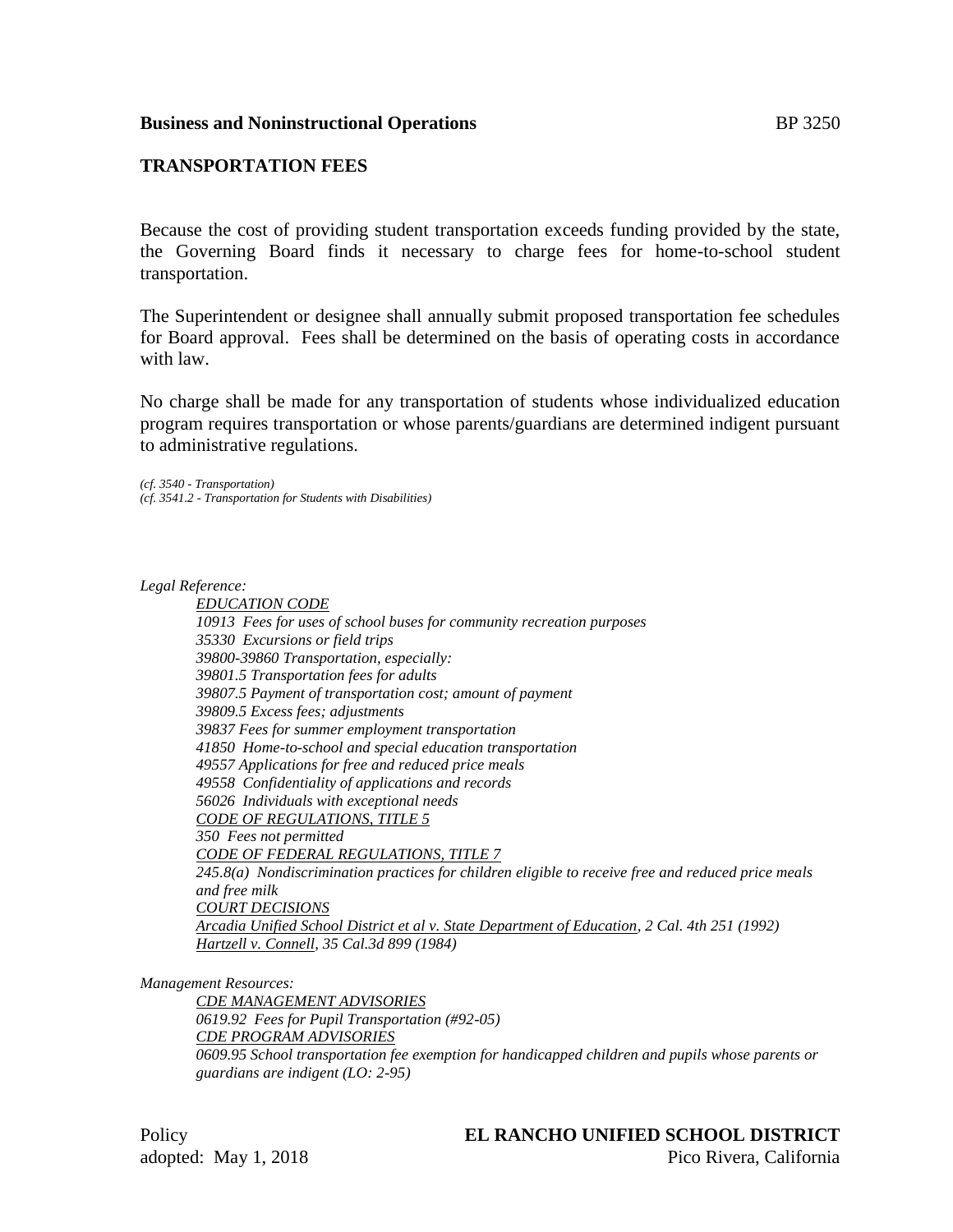**Business and Noninstructional Operations** BP 3250

## TRANSPORTATION FEES

Because the cost of providing student transportation exceeds funding provided by the state, the Governing Board finds it necessary to charge fees for home-to-school student transportation.

The Superintendent or designee shall annually submit proposed transportation fee schedules for Board approval. Fees shall be determined on the basis of operating costs in accordance with law.

No charge shall be made for any transportation of students whose individualized education program requires transportation or whose parents/guardians are determined indigent pursuant to administrative regulations.

*(cf. 3540 - Transportation)*
*(cf. 3541.2 - Transportation for Students with Disabilities)*

*Legal Reference:*

*EDUCATION CODE*
*10913 Fees for uses of school buses for community recreation purposes*
*35330 Excursions or field trips*
*39800-39860 Transportation, especially:*
*39801.5 Transportation fees for adults*
*39807.5 Payment of transportation cost; amount of payment*
*39809.5 Excess fees; adjustments*
*39837 Fees for summer employment transportation*
*41850 Home-to-school and special education transportation*
*49557 Applications for free and reduced price meals*
*49558 Confidentiality of applications and records*
*56026 Individuals with exceptional needs*
*CODE OF REGULATIONS, TITLE 5*
*350 Fees not permitted*
*CODE OF FEDERAL REGULATIONS, TITLE 7*
*245.8(a) Nondiscrimination practices for children eligible to receive free and reduced price meals and free milk*
*COURT DECISIONS*
*Arcadia Unified School District et al v. State Department of Education, 2 Cal. 4th 251 (1992)*
*Hartzell v. Connell, 35 Cal.3d 899 (1984)*

*Management Resources:*

*CDE MANAGEMENT ADVISORIES*
*0619.92 Fees for Pupil Transportation (#92-05)*
*CDE PROGRAM ADVISORIES*
*0609.95 School transportation fee exemption for handicapped children and pupils whose parents or guardians are indigent (LO: 2-95)*

Policy **EL RANCHO UNIFIED SCHOOL DISTRICT**
adopted: May 1, 2018 Pico Rivera, California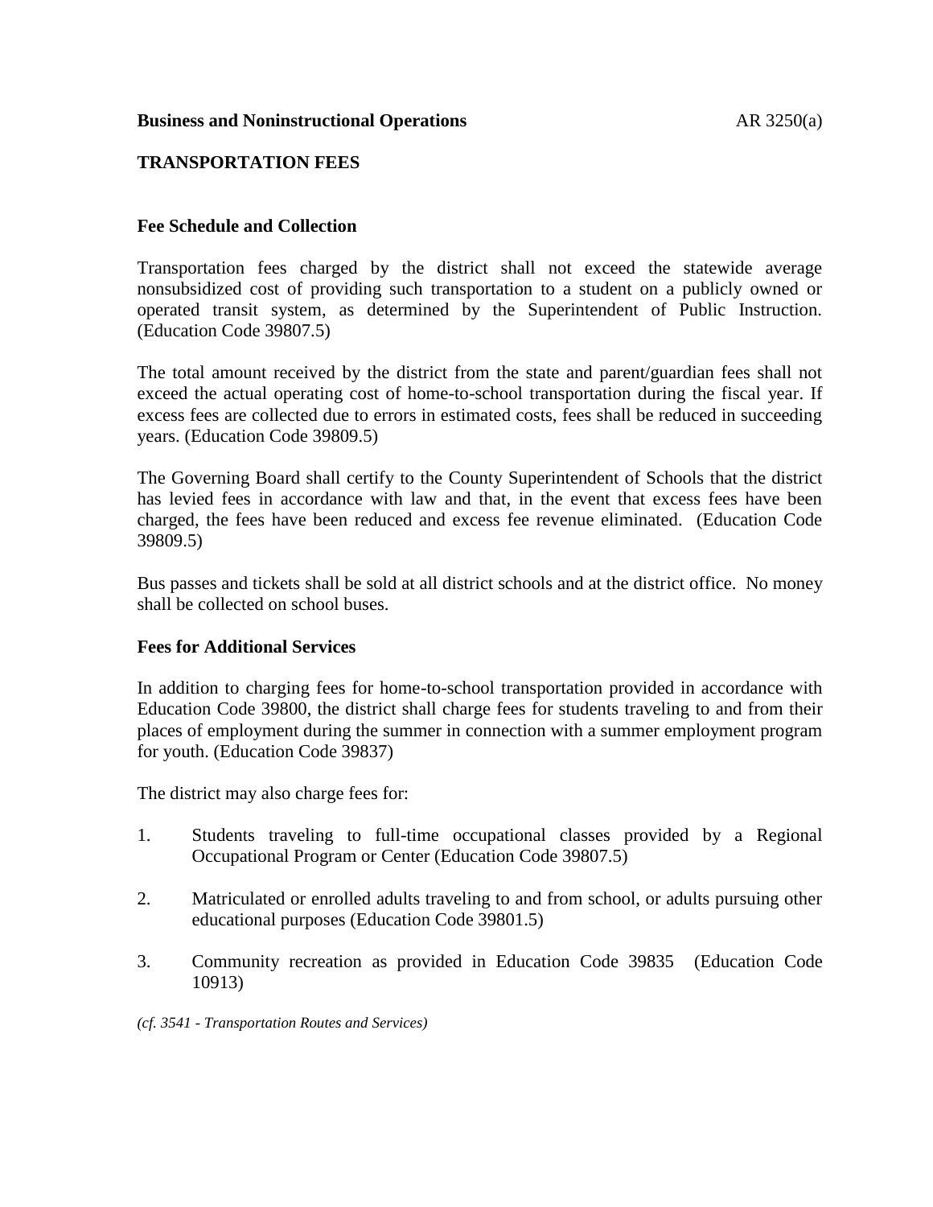**Business and Noninstructional Operations** AR 3250(a)

## TRANSPORTATION FEES

### Fee Schedule and Collection

Transportation fees charged by the district shall not exceed the statewide average nonsubsidized cost of providing such transportation to a student on a publicly owned or operated transit system, as determined by the Superintendent of Public Instruction. (Education Code 39807.5)

The total amount received by the district from the state and parent/guardian fees shall not exceed the actual operating cost of home-to-school transportation during the fiscal year. If excess fees are collected due to errors in estimated costs, fees shall be reduced in succeeding years. (Education Code 39809.5)

The Governing Board shall certify to the County Superintendent of Schools that the district has levied fees in accordance with law and that, in the event that excess fees have been charged, the fees have been reduced and excess fee revenue eliminated. (Education Code 39809.5)

Bus passes and tickets shall be sold at all district schools and at the district office. No money shall be collected on school buses.

### Fees for Additional Services

In addition to charging fees for home-to-school transportation provided in accordance with Education Code 39800, the district shall charge fees for students traveling to and from their places of employment during the summer in connection with a summer employment program for youth. (Education Code 39837)

The district may also charge fees for:

1. Students traveling to full-time occupational classes provided by a Regional Occupational Program or Center (Education Code 39807.5)
2. Matriculated or enrolled adults traveling to and from school, or adults pursuing other educational purposes (Education Code 39801.5)
3. Community recreation as provided in Education Code 39835 (Education Code 10913)

*(cf. 3541 - Transportation Routes and Services)*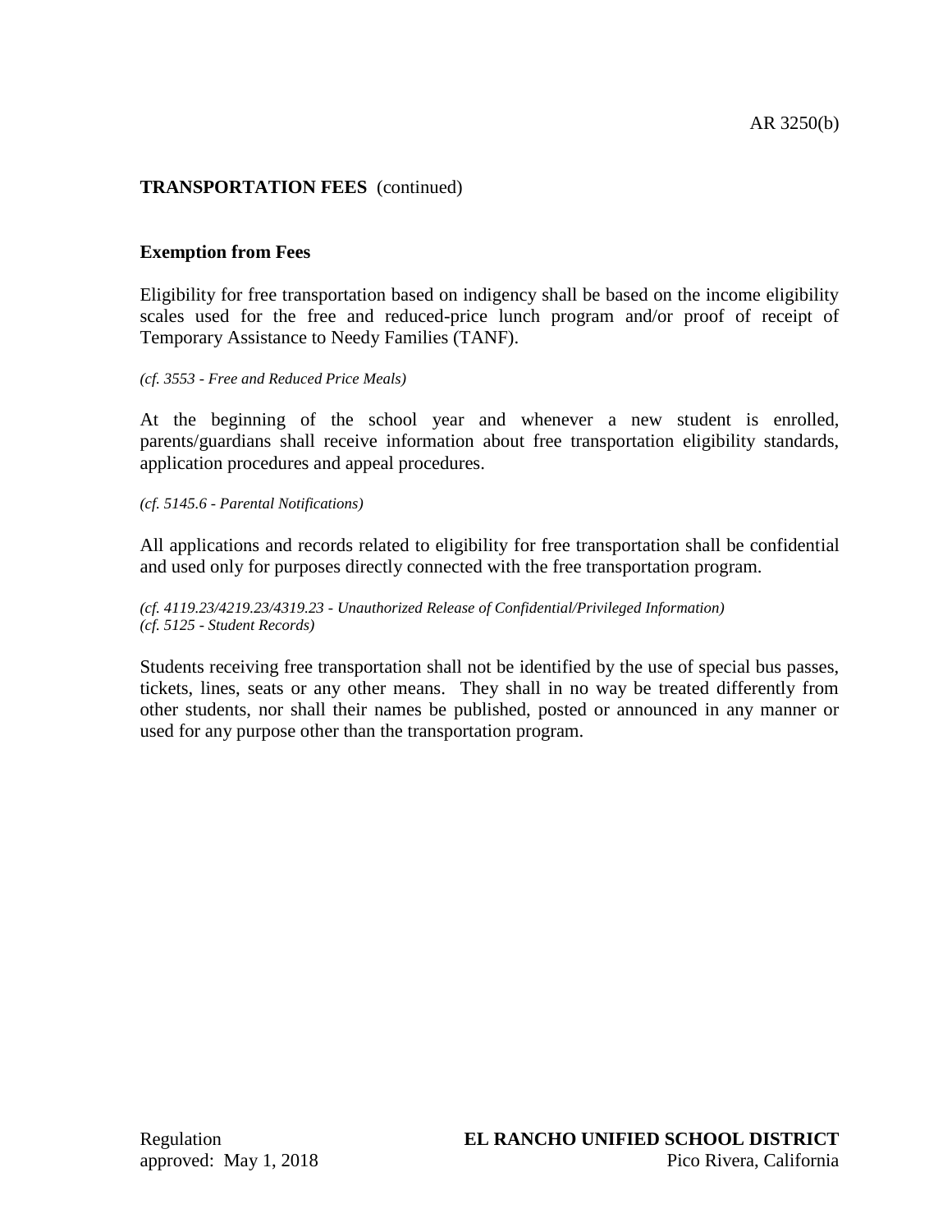**TRANSPORTATION FEES** (continued)

**Exemption from Fees**

Eligibility for free transportation based on indigency shall be based on the income eligibility scales used for the free and reduced-price lunch program and/or proof of receipt of Temporary Assistance to Needy Families (TANF).

*(cf. 3553 - Free and Reduced Price Meals)*

At the beginning of the school year and whenever a new student is enrolled, parents/guardians shall receive information about free transportation eligibility standards, application procedures and appeal procedures.

*(cf. 5145.6 - Parental Notifications)*

All applications and records related to eligibility for free transportation shall be confidential and used only for purposes directly connected with the free transportation program.

*(cf. 4119.23/4219.23/4319.23 - Unauthorized Release of Confidential/Privileged Information)*
*(cf. 5125 - Student Records)*

Students receiving free transportation shall not be identified by the use of special bus passes, tickets, lines, seats or any other means. They shall in no way be treated differently from other students, nor shall their names be published, posted or announced in any manner or used for any purpose other than the transportation program.

Regulation
approved: May 1, 2018

**EL RANCHO UNIFIED SCHOOL DISTRICT**
Pico Rivera, California